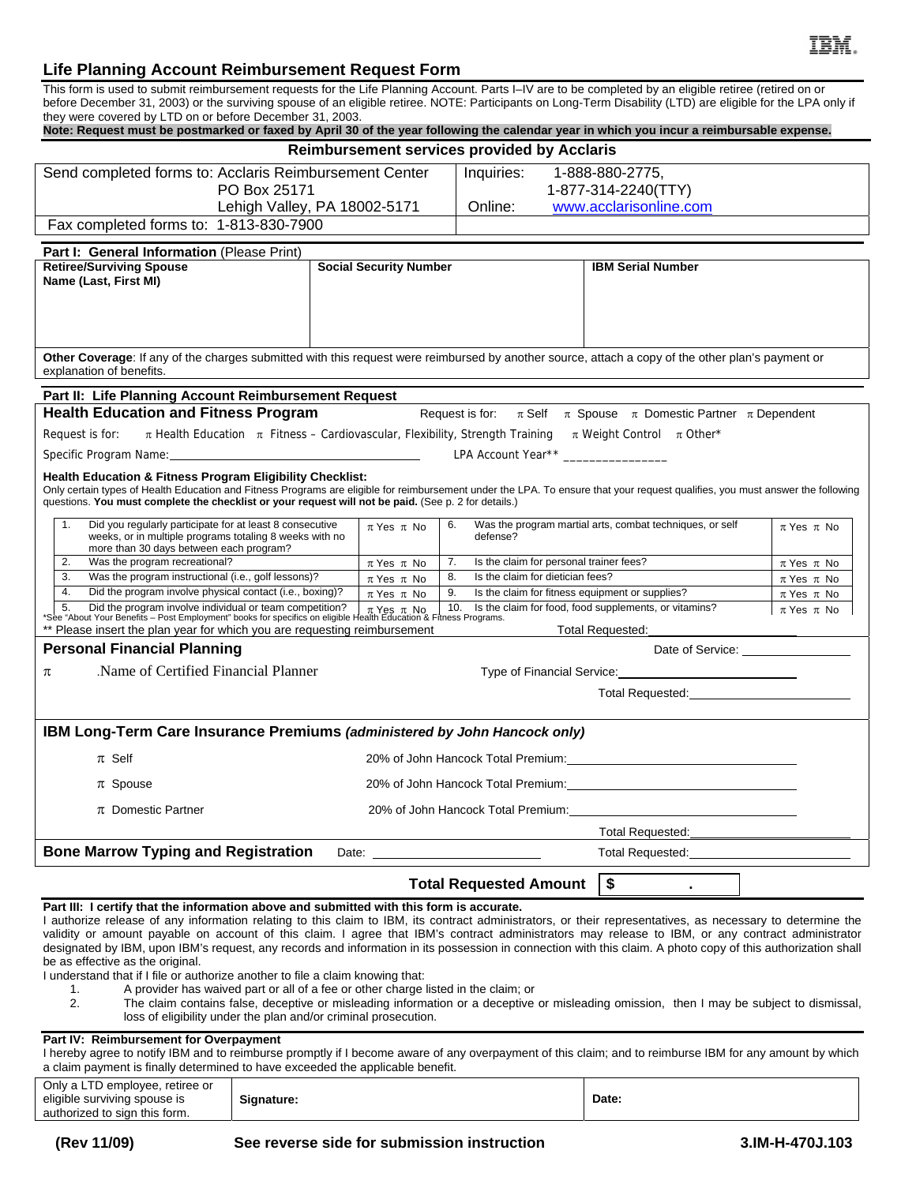IBM

# Life Planning Account Reimbursement Request Form

This form is used to submit reimbursement requests for the Life Planning Account. Parts I–IV are to be completed by an eligible retiree (retired on or before December 31, 2003) or the surviving spouse of an eligible retiree. NOTE: Participants on Long-Term Disability (LTD) are eligible for the LPA only if they were covered by LTD on or before December 31, 2003.

**Note: Request must be postmarked or faxed by April 30 of the year following the calendar year in which you incur a reimbursable expense.**

## Reimbursement services provided by Acclaris

| Send completed forms to: Acclaris Reimbursement Center<br>PO Box 25171<br>Lehigh Valley, PA 18002-5171 | Inquiries: 1-888-880-2775,<br>1-877-314-2240(TTY)<br>Online: www.acclarisonline.com |
|---|---|
| Fax completed forms to: 1-813-830-7900 | |

## Part I: General Information (Please Print)

| Retiree/Surviving Spouse Name (Last, First MI) | Social Security Number | IBM Serial Number |
|---|---|---|
| | | |

**Other Coverage**: If any of the charges submitted with this request were reimbursed by another source, attach a copy of the other plan's payment or explanation of benefits.

## Part II: Life Planning Account Reimbursement Request

### Health Education and Fitness Program

Request is for: ☐ Self ☐ Spouse ☐ Domestic Partner ☐ Dependent

Request is for: ☐ Health Education ☐ Fitness – Cardiovascular, Flexibility, Strength Training ☐ Weight Control ☐ Other*

Specific Program Name: ______________________ LPA Account Year** ________________

**Health Education & Fitness Program Eligibility Checklist:**
Only certain types of Health Education and Fitness Programs are eligible for reimbursement under the LPA. To ensure that your request qualifies, you must answer the following questions. **You must complete the checklist or your request will not be paid.** (See p. 2 for details.)

| | Question | | | Question | |
|---|---|---|---|---|---|
| 1. | Did you regularly participate for at least 8 consecutive weeks, or in multiple programs totaling 8 weeks with no more than 30 days between each program? | ☐ Yes ☐ No | 6. | Was the program martial arts, combat techniques, or self defense? | ☐ Yes ☐ No |
| 2. | Was the program recreational? | ☐ Yes ☐ No | 7. | Is the claim for personal trainer fees? | ☐ Yes ☐ No |
| 3. | Was the program instructional (i.e., golf lessons)? | ☐ Yes ☐ No | 8. | Is the claim for dietician fees? | ☐ Yes ☐ No |
| 4. | Did the program involve physical contact (i.e., boxing)? | ☐ Yes ☐ No | 9. | Is the claim for fitness equipment or supplies? | ☐ Yes ☐ No |
| 5. | Did the program involve individual or team competition? | ☐ Yes ☐ No | 10. | Is the claim for food, food supplements, or vitamins? | ☐ Yes ☐ No |

*See "About Your Benefits – Post Employment" books for specifics on eligible Health Education & Fitness Programs.

** Please insert the plan year for which you are requesting reimbursement — Total Requested: ______________

### Personal Financial Planning

Date of Service: ______________

☐ .Name of Certified Financial Planner — Type of Financial Service: ______________________

Total Requested: ______________________

### IBM Long-Term Care Insurance Premiums *(administered by John Hancock only)*

☐ Self — 20% of John Hancock Total Premium: ______________________

☐ Spouse — 20% of John Hancock Total Premium: ______________________

☐ Domestic Partner — 20% of John Hancock Total Premium: ______________________

Total Requested: ______________________

### Bone Marrow Typing and Registration

Date: ______________________ Total Requested: ______________________

**Total Requested Amount** $ ________ . ____

## Part III: I certify that the information above and submitted with this form is accurate.

I authorize release of any information relating to this claim to IBM, its contract administrators, or their representatives, as necessary to determine the validity or amount payable on account of this claim. I agree that IBM's contract administrators may release to IBM, or any contract administrator designated by IBM, upon IBM's request, any records and information in its possession in connection with this claim. A photo copy of this authorization shall be as effective as the original.

I understand that if I file or authorize another to file a claim knowing that:

1. A provider has waived part or all of a fee or other charge listed in the claim; or
2. The claim contains false, deceptive or misleading information or a deceptive or misleading omission, then I may be subject to dismissal, loss of eligibility under the plan and/or criminal prosecution.

## Part IV: Reimbursement for Overpayment

I hereby agree to notify IBM and to reimburse promptly if I become aware of any overpayment of this claim; and to reimburse IBM for any amount by which a claim payment is finally determined to have exceeded the applicable benefit.

| Only a LTD employee, retiree or eligible surviving spouse is authorized to sign this form. | Signature: | Date: |
|---|---|---|

(Rev 11/09) — See reverse side for submission instruction — 3.IM-H-470J.103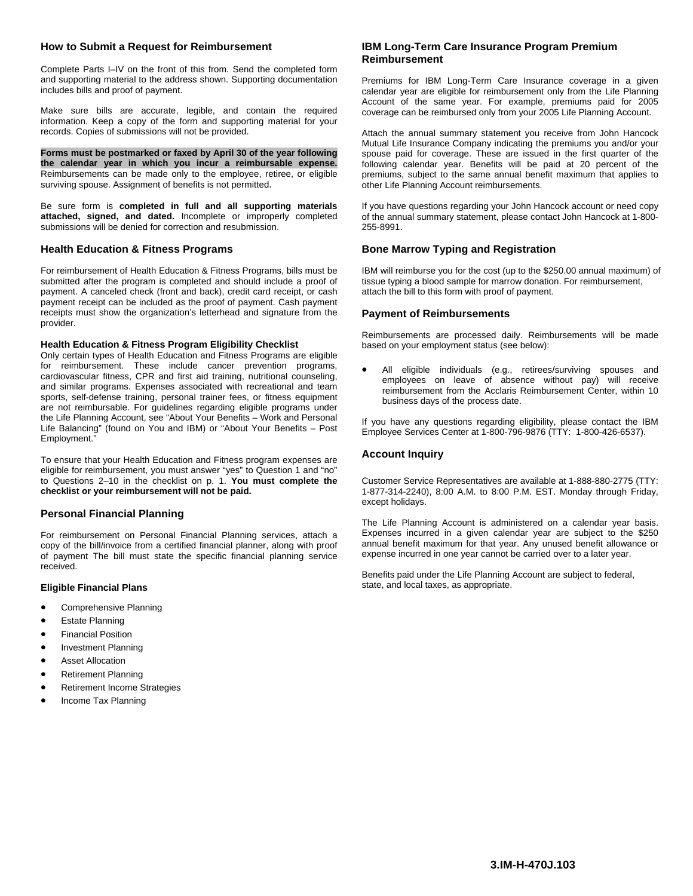### How to Submit a Request for Reimbursement

Complete Parts I–IV on the front of this from. Send the completed form and supporting material to the address shown. Supporting documentation includes bills and proof of payment.

Make sure bills are accurate, legible, and contain the required information. Keep a copy of the form and supporting material for your records. Copies of submissions will not be provided.

**Forms must be postmarked or faxed by April 30 of the year following the calendar year in which you incur a reimbursable expense.** Reimbursements can be made only to the employee, retiree, or eligible surviving spouse. Assignment of benefits is not permitted.

Be sure form is **completed in full and all supporting materials attached, signed, and dated.** Incomplete or improperly completed submissions will be denied for correction and resubmission.

### Health Education & Fitness Programs

For reimbursement of Health Education & Fitness Programs, bills must be submitted after the program is completed and should include a proof of payment. A canceled check (front and back), credit card receipt, or cash payment receipt can be included as the proof of payment. Cash payment receipts must show the organization's letterhead and signature from the provider.

#### Health Education & Fitness Program Eligibility Checklist

Only certain types of Health Education and Fitness Programs are eligible for reimbursement. These include cancer prevention programs, cardiovascular fitness, CPR and first aid training, nutritional counseling, and similar programs. Expenses associated with recreational and team sports, self-defense training, personal trainer fees, or fitness equipment are not reimbursable. For guidelines regarding eligible programs under the Life Planning Account, see "About Your Benefits – Work and Personal Life Balancing" (found on You and IBM) or "About Your Benefits – Post Employment."

To ensure that your Health Education and Fitness program expenses are eligible for reimbursement, you must answer "yes" to Question 1 and "no" to Questions 2–10 in the checklist on p. 1. **You must complete the checklist or your reimbursement will not be paid.**

### Personal Financial Planning

For reimbursement on Personal Financial Planning services, attach a copy of the bill/invoice from a certified financial planner, along with proof of payment The bill must state the specific financial planning service received.

#### Eligible Financial Plans

- Comprehensive Planning
- Estate Planning
- Financial Position
- Investment Planning
- Asset Allocation
- Retirement Planning
- Retirement Income Strategies
- Income Tax Planning

### IBM Long-Term Care Insurance Program Premium Reimbursement

Premiums for IBM Long-Term Care Insurance coverage in a given calendar year are eligible for reimbursement only from the Life Planning Account of the same year. For example, premiums paid for 2005 coverage can be reimbursed only from your 2005 Life Planning Account.

Attach the annual summary statement you receive from John Hancock Mutual Life Insurance Company indicating the premiums you and/or your spouse paid for coverage. These are issued in the first quarter of the following calendar year. Benefits will be paid at 20 percent of the premiums, subject to the same annual benefit maximum that applies to other Life Planning Account reimbursements.

If you have questions regarding your John Hancock account or need copy of the annual summary statement, please contact John Hancock at 1-800-255-8991.

### Bone Marrow Typing and Registration

IBM will reimburse you for the cost (up to the $250.00 annual maximum) of tissue typing a blood sample for marrow donation. For reimbursement, attach the bill to this form with proof of payment.

### Payment of Reimbursements

Reimbursements are processed daily. Reimbursements will be made based on your employment status (see below):

- All eligible individuals (e.g., retirees/surviving spouses and employees on leave of absence without pay) will receive reimbursement from the Acclaris Reimbursement Center, within 10 business days of the process date.

If you have any questions regarding eligibility, please contact the IBM Employee Services Center at 1-800-796-9876 (TTY: 1-800-426-6537).

### Account Inquiry

Customer Service Representatives are available at 1-888-880-2775 (TTY: 1-877-314-2240), 8:00 A.M. to 8:00 P.M. EST. Monday through Friday, except holidays.

The Life Planning Account is administered on a calendar year basis. Expenses incurred in a given calendar year are subject to the $250 annual benefit maximum for that year. Any unused benefit allowance or expense incurred in one year cannot be carried over to a later year.

Benefits paid under the Life Planning Account are subject to federal, state, and local taxes, as appropriate.

**3.IM-H-470J.103**